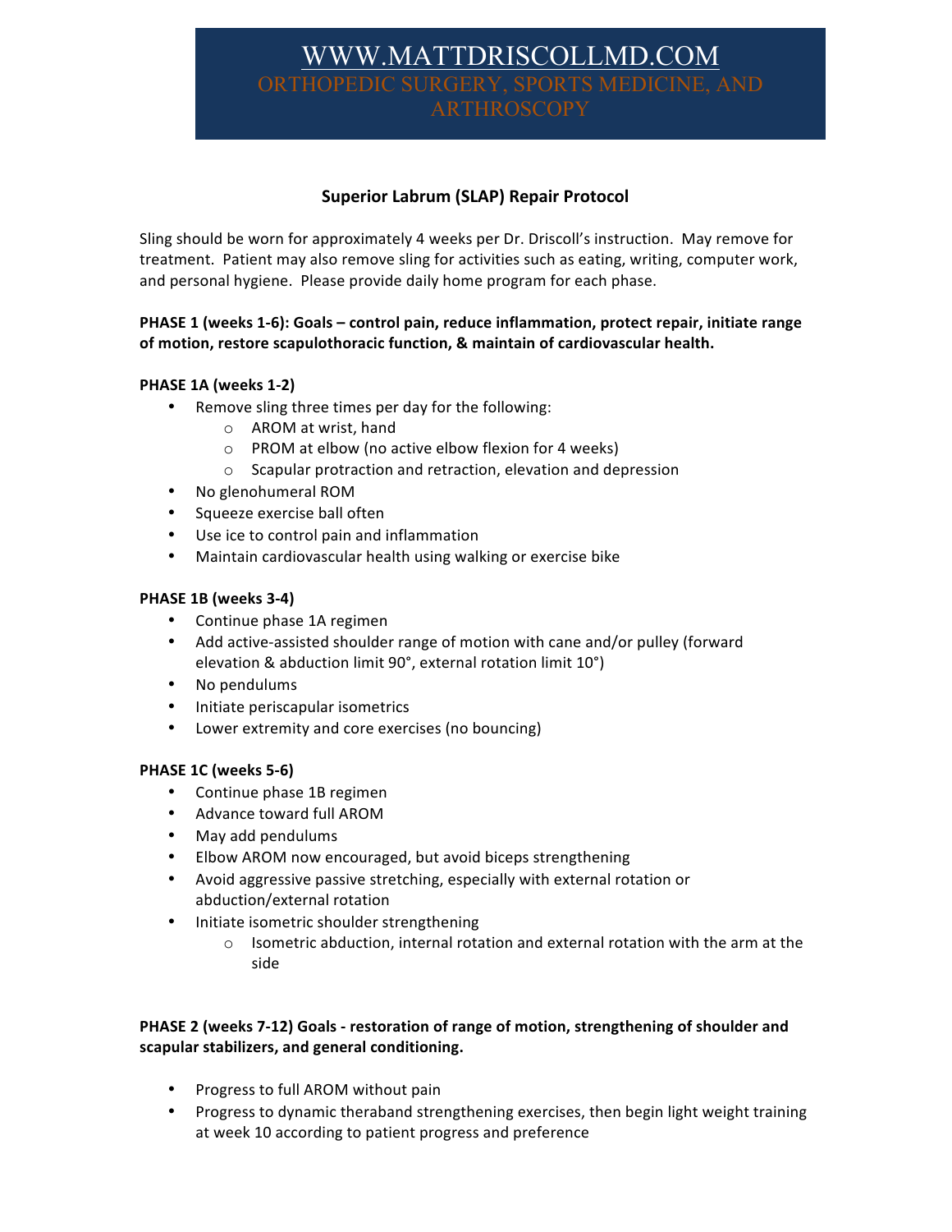WWW.MATTDRISCOLLMD.COM
ORTHOPEDIC SURGERY, SPORTS MEDICINE, AND ARTHROSCOPY

# Superior Labrum (SLAP) Repair Protocol

Sling should be worn for approximately 4 weeks per Dr. Driscoll's instruction. May remove for treatment. Patient may also remove sling for activities such as eating, writing, computer work, and personal hygiene. Please provide daily home program for each phase.

**PHASE 1 (weeks 1-6): Goals – control pain, reduce inflammation, protect repair, initiate range of motion, restore scapulothoracic function, & maintain of cardiovascular health.**

**PHASE 1A (weeks 1-2)**

- Remove sling three times per day for the following:
  - AROM at wrist, hand
  - PROM at elbow (no active elbow flexion for 4 weeks)
  - Scapular protraction and retraction, elevation and depression
- No glenohumeral ROM
- Squeeze exercise ball often
- Use ice to control pain and inflammation
- Maintain cardiovascular health using walking or exercise bike

**PHASE 1B (weeks 3-4)**

- Continue phase 1A regimen
- Add active-assisted shoulder range of motion with cane and/or pulley (forward elevation & abduction limit 90°, external rotation limit 10°)
- No pendulums
- Initiate periscapular isometrics
- Lower extremity and core exercises (no bouncing)

**PHASE 1C (weeks 5-6)**

- Continue phase 1B regimen
- Advance toward full AROM
- May add pendulums
- Elbow AROM now encouraged, but avoid biceps strengthening
- Avoid aggressive passive stretching, especially with external rotation or abduction/external rotation
- Initiate isometric shoulder strengthening
  - Isometric abduction, internal rotation and external rotation with the arm at the side

**PHASE 2 (weeks 7-12) Goals - restoration of range of motion, strengthening of shoulder and scapular stabilizers, and general conditioning.**

- Progress to full AROM without pain
- Progress to dynamic theraband strengthening exercises, then begin light weight training at week 10 according to patient progress and preference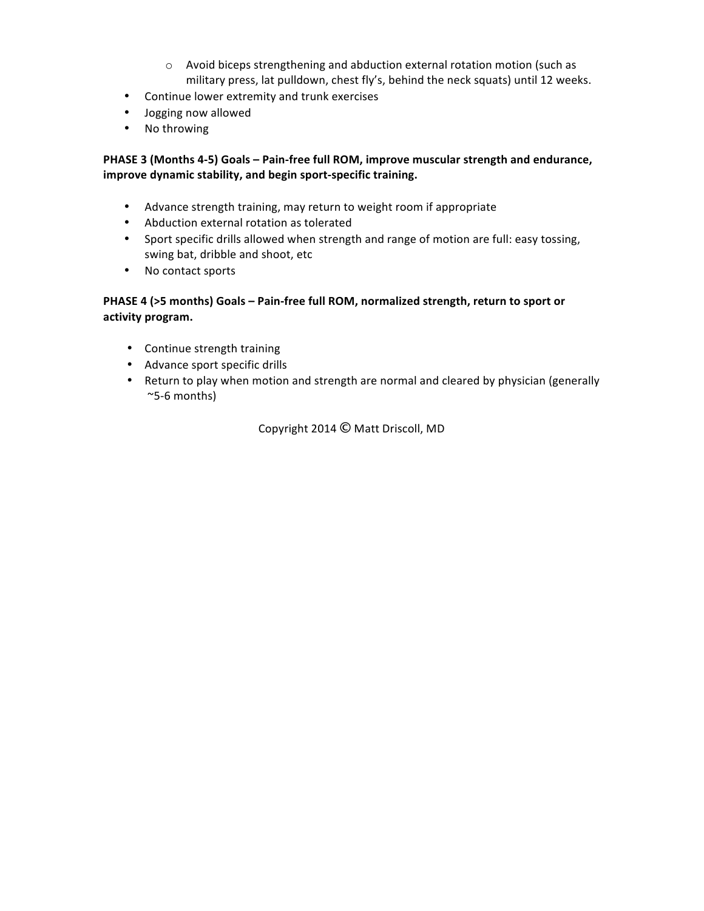- Avoid biceps strengthening and abduction external rotation motion (such as military press, lat pulldown, chest fly's, behind the neck squats) until 12 weeks.
- Continue lower extremity and trunk exercises
- Jogging now allowed
- No throwing

**PHASE 3 (Months 4-5) Goals – Pain-free full ROM, improve muscular strength and endurance, improve dynamic stability, and begin sport-specific training.**

- Advance strength training, may return to weight room if appropriate
- Abduction external rotation as tolerated
- Sport specific drills allowed when strength and range of motion are full: easy tossing, swing bat, dribble and shoot, etc
- No contact sports

**PHASE 4 (>5 months) Goals – Pain-free full ROM, normalized strength, return to sport or activity program.**

- Continue strength training
- Advance sport specific drills
- Return to play when motion and strength are normal and cleared by physician (generally ~5-6 months)

Copyright 2014 © Matt Driscoll, MD